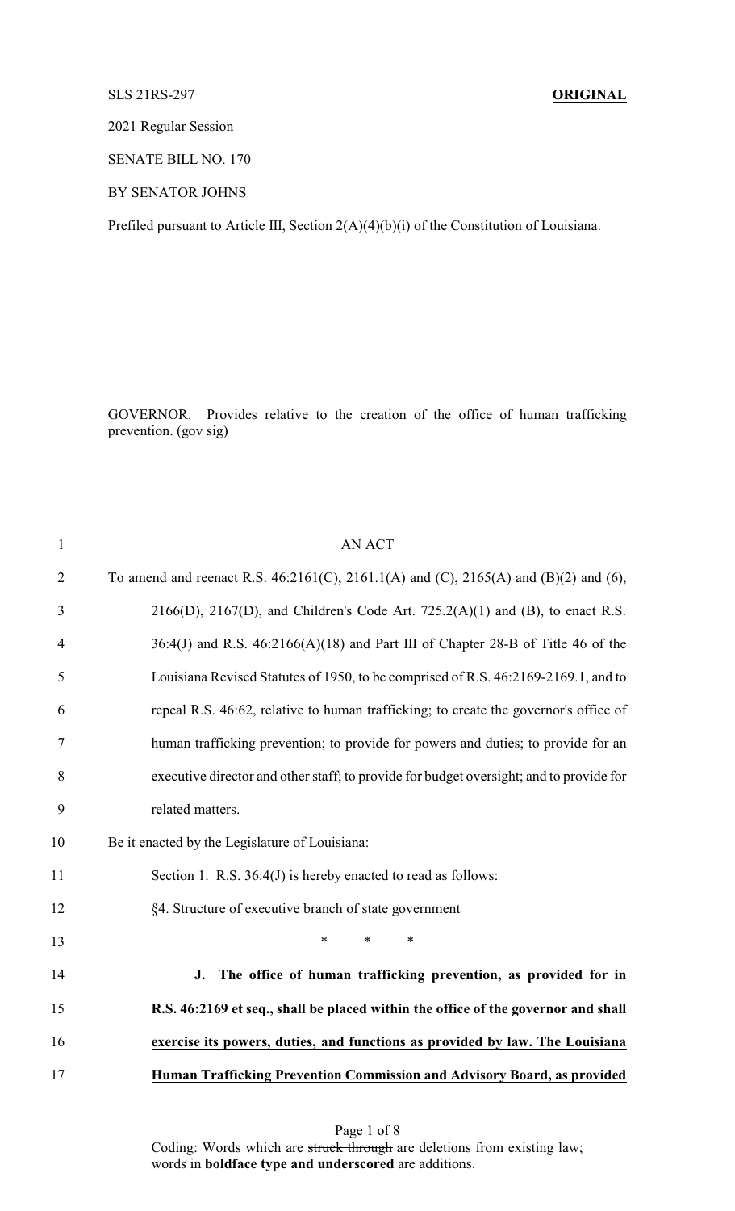SLS 21RS-297 **ORIGINAL**

2021 Regular Session

SENATE BILL NO. 170

BY SENATOR JOHNS

Prefiled pursuant to Article III, Section 2(A)(4)(b)(i) of the Constitution of Louisiana.

GOVERNOR. Provides relative to the creation of the office of human trafficking prevention. (gov sig)

AN ACT

To amend and reenact R.S. 46:2161(C), 2161.1(A) and (C), 2165(A) and (B)(2) and (6), 2166(D), 2167(D), and Children's Code Art. 725.2(A)(1) and (B), to enact R.S. 36:4(J) and R.S. 46:2166(A)(18) and Part III of Chapter 28-B of Title 46 of the Louisiana Revised Statutes of 1950, to be comprised of R.S. 46:2169-2169.1, and to repeal R.S. 46:62, relative to human trafficking; to create the governor's office of human trafficking prevention; to provide for powers and duties; to provide for an executive director and other staff; to provide for budget oversight; and to provide for related matters.

Be it enacted by the Legislature of Louisiana:

Section 1. R.S. 36:4(J) is hereby enacted to read as follows:

§4. Structure of executive branch of state government

\* \* \*

**J. The office of human trafficking prevention, as provided for in R.S. 46:2169 et seq., shall be placed within the office of the governor and shall exercise its powers, duties, and functions as provided by law. The Louisiana Human Trafficking Prevention Commission and Advisory Board, as provided**

Coding: Words which are ~~struck through~~ are deletions from existing law; words in **boldface type and underscored** are additions.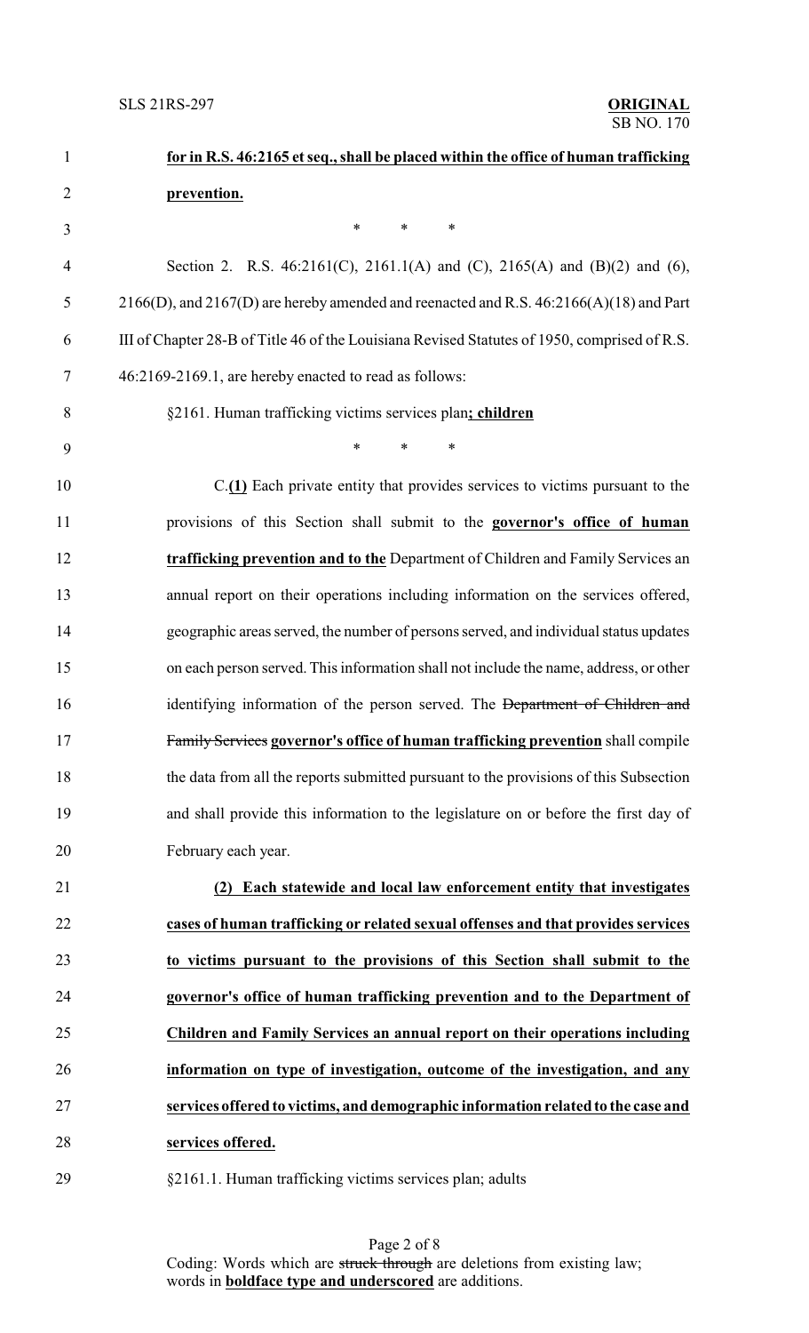**for in R.S. 46:2165 et seq., shall be placed within the office of human trafficking prevention.**

\* \* \*

Section 2. R.S. 46:2161(C), 2161.1(A) and (C), 2165(A) and (B)(2) and (6), 2166(D), and 2167(D) are hereby amended and reenacted and R.S. 46:2166(A)(18) and Part III of Chapter 28-B of Title 46 of the Louisiana Revised Statutes of 1950, comprised of R.S. 46:2169-2169.1, are hereby enacted to read as follows:

§2161. Human trafficking victims services plan**; children**

\* \* \*

C.**(1)** Each private entity that provides services to victims pursuant to the provisions of this Section shall submit to the **governor's office of human trafficking prevention and to the** Department of Children and Family Services an annual report on their operations including information on the services offered, geographic areas served, the number of persons served, and individual status updates on each person served. This information shall not include the name, address, or other identifying information of the person served. The ~~Department of Children and Family Services~~ **governor's office of human trafficking prevention** shall compile the data from all the reports submitted pursuant to the provisions of this Subsection and shall provide this information to the legislature on or before the first day of February each year.

**(2) Each statewide and local law enforcement entity that investigates cases of human trafficking or related sexual offenses and that provides services to victims pursuant to the provisions of this Section shall submit to the governor's office of human trafficking prevention and to the Department of Children and Family Services an annual report on their operations including information on type of investigation, outcome of the investigation, and any services offered to victims, and demographic information related to the case and services offered.**

§2161.1. Human trafficking victims services plan; adults

Coding: Words which are ~~struck through~~ are deletions from existing law; words in **boldface type and underscored** are additions.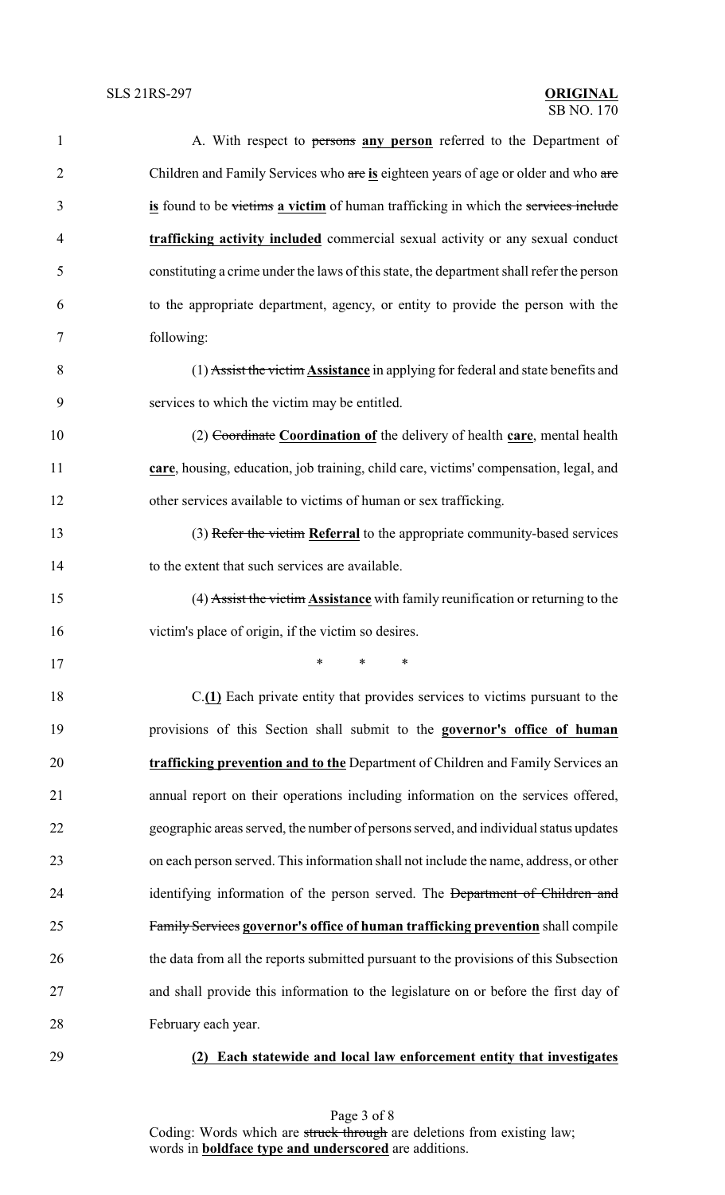A. With respect to ~~persons~~ **<u>any person</u>** referred to the Department of Children and Family Services who ~~are~~ **<u>is</u>** eighteen years of age or older and who ~~are~~ **<u>is</u>** found to be ~~victims~~ **<u>a victim</u>** of human trafficking in which the ~~services include~~ **<u>trafficking activity included</u>** commercial sexual activity or any sexual conduct constituting a crime under the laws of this state, the department shall refer the person to the appropriate department, agency, or entity to provide the person with the following:

(1) ~~Assist the victim~~ **<u>Assistance</u>** in applying for federal and state benefits and services to which the victim may be entitled.

(2) ~~Coordinate~~ **<u>Coordination of</u>** the delivery of health **<u>care</u>**, mental health **<u>care</u>**, housing, education, job training, child care, victims' compensation, legal, and other services available to victims of human or sex trafficking.

(3) ~~Refer the victim~~ **<u>Referral</u>** to the appropriate community-based services to the extent that such services are available.

(4) ~~Assist the victim~~ **<u>Assistance</u>** with family reunification or returning to the victim's place of origin, if the victim so desires.

\* \* \*

C.**<u>(1)</u>** Each private entity that provides services to victims pursuant to the provisions of this Section shall submit to the **<u>governor's office of human trafficking prevention and to the</u>** Department of Children and Family Services an annual report on their operations including information on the services offered, geographic areas served, the number of persons served, and individual status updates on each person served. This information shall not include the name, address, or other identifying information of the person served. The ~~Department of Children and Family Services~~ **<u>governor's office of human trafficking prevention</u>** shall compile the data from all the reports submitted pursuant to the provisions of this Subsection and shall provide this information to the legislature on or before the first day of February each year.

**<u>(2) Each statewide and local law enforcement entity that investigates</u>**

Coding: Words which are ~~struck through~~ are deletions from existing law; words in **<u>boldface type and underscored</u>** are additions.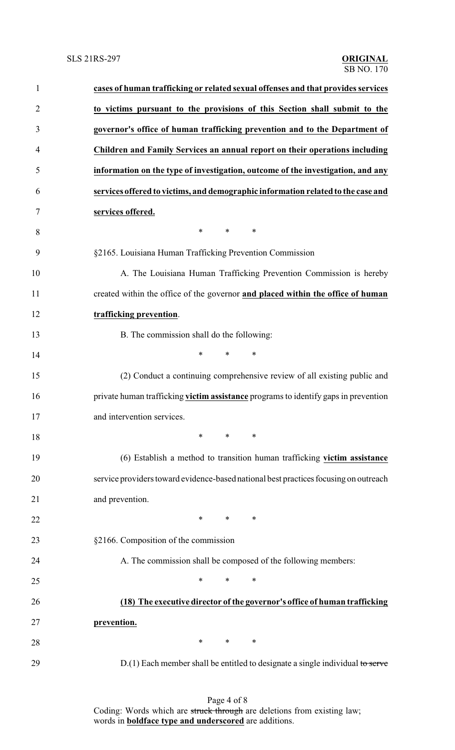**cases of human trafficking or related sexual offenses and that provides services to victims pursuant to the provisions of this Section shall submit to the governor's office of human trafficking prevention and to the Department of Children and Family Services an annual report on their operations including information on the type of investigation, outcome of the investigation, and any services offered to victims, and demographic information related to the case and services offered.**

\* \* \*

§2165. Louisiana Human Trafficking Prevention Commission

A. The Louisiana Human Trafficking Prevention Commission is hereby created within the office of the governor **and placed within the office of human trafficking prevention**.

B. The commission shall do the following:

\* \* \*

(2) Conduct a continuing comprehensive review of all existing public and private human trafficking **victim assistance** programs to identify gaps in prevention and intervention services.

\* \* \*

(6) Establish a method to transition human trafficking **victim assistance** service providers toward evidence-based national best practices focusing on outreach and prevention.

\* \* \*

§2166. Composition of the commission

A. The commission shall be composed of the following members:

\* \* \*

**(18) The executive director of the governor's office of human trafficking prevention.**

\* \* \*

D.(1) Each member shall be entitled to designate a single individual ~~to serve~~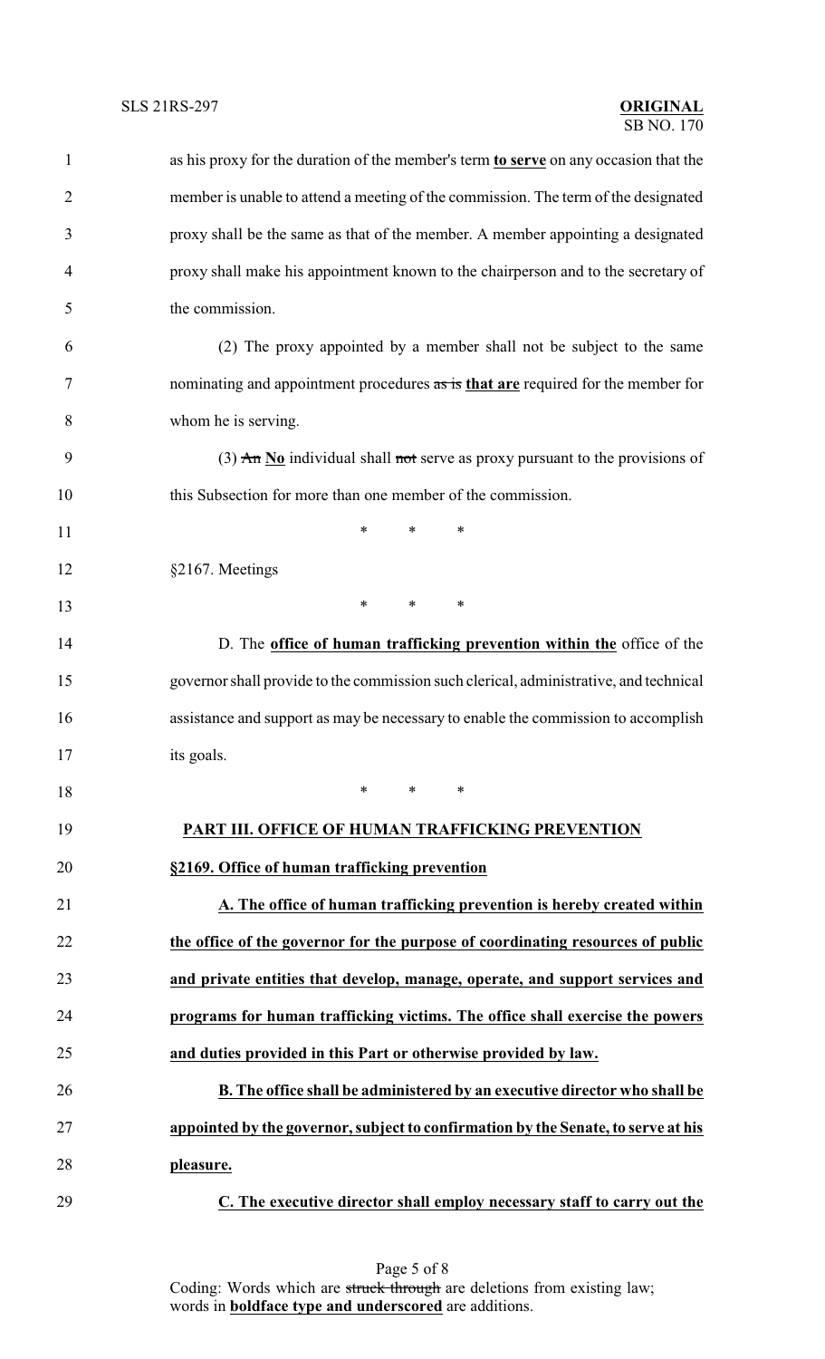as his proxy for the duration of the member's term **to serve** on any occasion that the member is unable to attend a meeting of the commission. The term of the designated proxy shall be the same as that of the member. A member appointing a designated proxy shall make his appointment known to the chairperson and to the secretary of the commission.

(2) The proxy appointed by a member shall not be subject to the same nominating and appointment procedures ~~as is~~ **that are** required for the member for whom he is serving.

(3) ~~An~~ **No** individual shall ~~not~~ serve as proxy pursuant to the provisions of this Subsection for more than one member of the commission.

\* \* \*

§2167. Meetings

\* \* \*

D. The **office of human trafficking prevention within the** office of the governor shall provide to the commission such clerical, administrative, and technical assistance and support as may be necessary to enable the commission to accomplish its goals.

\* \* \*

**PART III. OFFICE OF HUMAN TRAFFICKING PREVENTION**

**§2169. Office of human trafficking prevention**

**A. The office of human trafficking prevention is hereby created within the office of the governor for the purpose of coordinating resources of public and private entities that develop, manage, operate, and support services and programs for human trafficking victims. The office shall exercise the powers and duties provided in this Part or otherwise provided by law.**

**B. The office shall be administered by an executive director who shall be appointed by the governor, subject to confirmation by the Senate, to serve at his pleasure.**

**C. The executive director shall employ necessary staff to carry out the**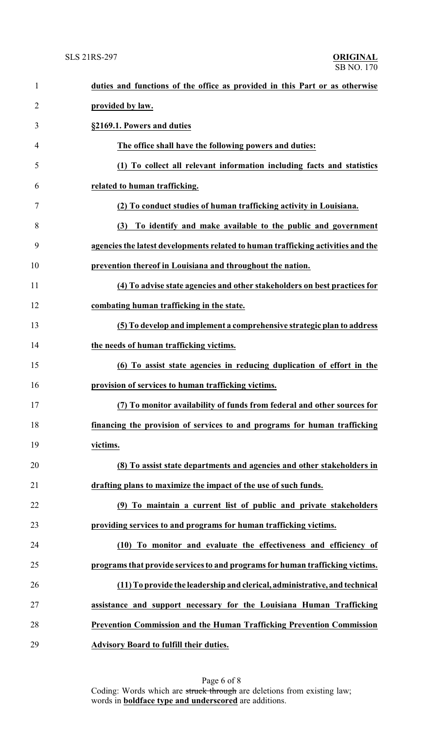**duties and functions of the office as provided in this Part or as otherwise provided by law.**

**§2169.1. Powers and duties**

**The office shall have the following powers and duties:**

**(1) To collect all relevant information including facts and statistics related to human trafficking.**

**(2) To conduct studies of human trafficking activity in Louisiana.**

**(3) To identify and make available to the public and government agencies the latest developments related to human trafficking activities and the prevention thereof in Louisiana and throughout the nation.**

**(4) To advise state agencies and other stakeholders on best practices for combating human trafficking in the state.**

**(5) To develop and implement a comprehensive strategic plan to address the needs of human trafficking victims.**

**(6) To assist state agencies in reducing duplication of effort in the provision of services to human trafficking victims.**

**(7) To monitor availability of funds from federal and other sources for financing the provision of services to and programs for human trafficking victims.**

**(8) To assist state departments and agencies and other stakeholders in drafting plans to maximize the impact of the use of such funds.**

**(9) To maintain a current list of public and private stakeholders providing services to and programs for human trafficking victims.**

**(10) To monitor and evaluate the effectiveness and efficiency of programs that provide services to and programs for human trafficking victims.**

**(11) To provide the leadership and clerical, administrative, and technical assistance and support necessary for the Louisiana Human Trafficking Prevention Commission and the Human Trafficking Prevention Commission Advisory Board to fulfill their duties.**

Coding: Words which are ~~struck through~~ are deletions from existing law; words in **boldface type and underscored** are additions.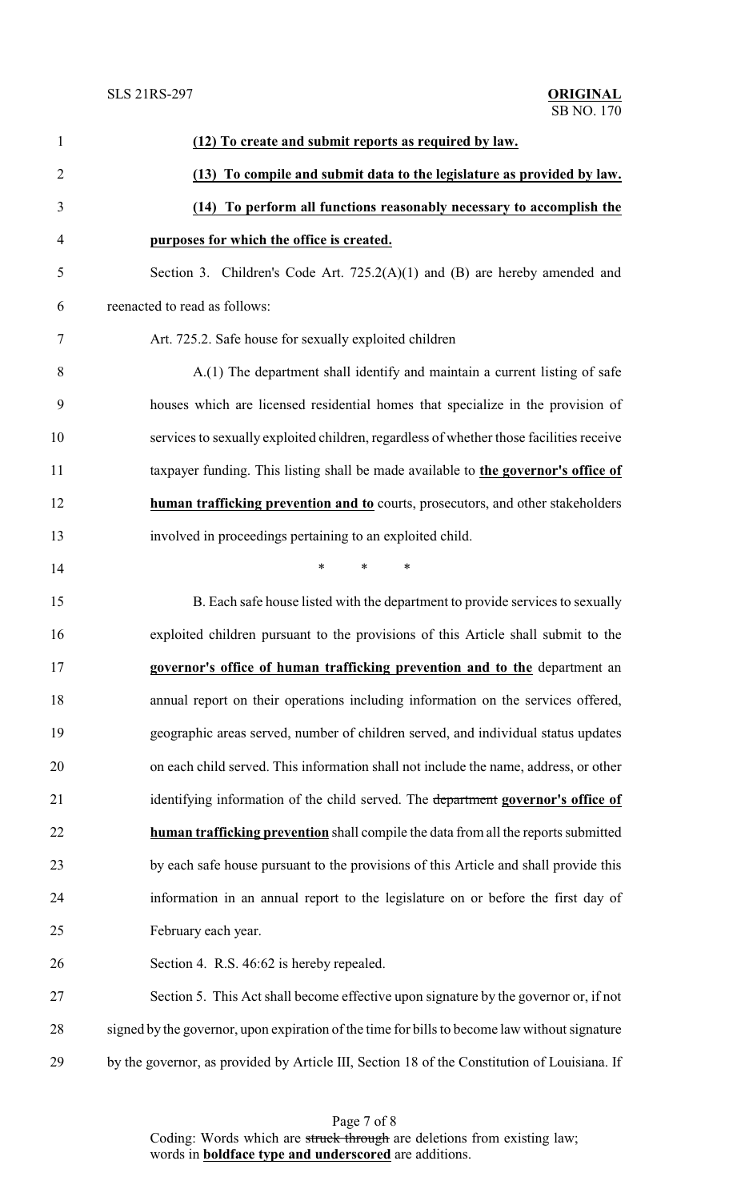**(12) To create and submit reports as required by law.**

**(13) To compile and submit data to the legislature as provided by law.**

**(14) To perform all functions reasonably necessary to accomplish the purposes for which the office is created.**

Section 3. Children's Code Art. 725.2(A)(1) and (B) are hereby amended and reenacted to read as follows:

Art. 725.2. Safe house for sexually exploited children

A.(1) The department shall identify and maintain a current listing of safe houses which are licensed residential homes that specialize in the provision of services to sexually exploited children, regardless of whether those facilities receive taxpayer funding. This listing shall be made available to **the governor's office of human trafficking prevention and to** courts, prosecutors, and other stakeholders involved in proceedings pertaining to an exploited child.

\* \* \*

B. Each safe house listed with the department to provide services to sexually exploited children pursuant to the provisions of this Article shall submit to the **governor's office of human trafficking prevention and to the** department an annual report on their operations including information on the services offered, geographic areas served, number of children served, and individual status updates on each child served. This information shall not include the name, address, or other identifying information of the child served. The ~~department~~ **governor's office of human trafficking prevention** shall compile the data from all the reports submitted by each safe house pursuant to the provisions of this Article and shall provide this information in an annual report to the legislature on or before the first day of February each year.

Section 4. R.S. 46:62 is hereby repealed.

Section 5. This Act shall become effective upon signature by the governor or, if not signed by the governor, upon expiration of the time for bills to become law without signature by the governor, as provided by Article III, Section 18 of the Constitution of Louisiana. If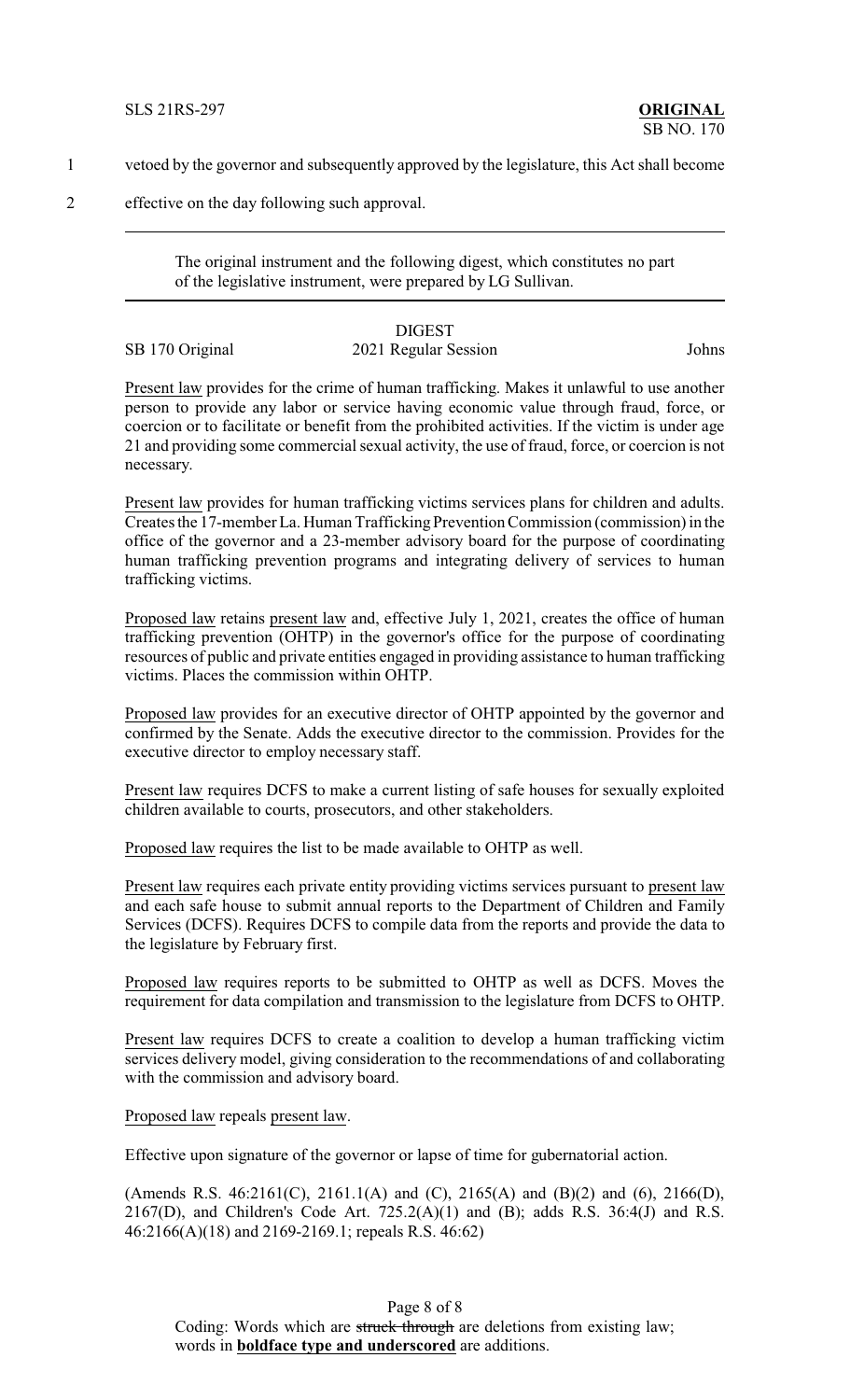vetoed by the governor and subsequently approved by the legislature, this Act shall become effective on the day following such approval.

---

The original instrument and the following digest, which constitutes no part of the legislative instrument, were prepared by LG Sullivan.

---

DIGEST

SB 170 Original 2021 Regular Session Johns

Present law provides for the crime of human trafficking. Makes it unlawful to use another person to provide any labor or service having economic value through fraud, force, or coercion or to facilitate or benefit from the prohibited activities. If the victim is under age 21 and providing some commercial sexual activity, the use of fraud, force, or coercion is not necessary.

Present law provides for human trafficking victims services plans for children and adults. Creates the 17-member La. Human Trafficking Prevention Commission (commission) in the office of the governor and a 23-member advisory board for the purpose of coordinating human trafficking prevention programs and integrating delivery of services to human trafficking victims.

Proposed law retains present law and, effective July 1, 2021, creates the office of human trafficking prevention (OHTP) in the governor's office for the purpose of coordinating resources of public and private entities engaged in providing assistance to human trafficking victims. Places the commission within OHTP.

Proposed law provides for an executive director of OHTP appointed by the governor and confirmed by the Senate. Adds the executive director to the commission. Provides for the executive director to employ necessary staff.

Present law requires DCFS to make a current listing of safe houses for sexually exploited children available to courts, prosecutors, and other stakeholders.

Proposed law requires the list to be made available to OHTP as well.

Present law requires each private entity providing victims services pursuant to present law and each safe house to submit annual reports to the Department of Children and Family Services (DCFS). Requires DCFS to compile data from the reports and provide the data to the legislature by February first.

Proposed law requires reports to be submitted to OHTP as well as DCFS. Moves the requirement for data compilation and transmission to the legislature from DCFS to OHTP.

Present law requires DCFS to create a coalition to develop a human trafficking victim services delivery model, giving consideration to the recommendations of and collaborating with the commission and advisory board.

Proposed law repeals present law.

Effective upon signature of the governor or lapse of time for gubernatorial action.

(Amends R.S. 46:2161(C), 2161.1(A) and (C), 2165(A) and (B)(2) and (6), 2166(D), 2167(D), and Children's Code Art. 725.2(A)(1) and (B); adds R.S. 36:4(J) and R.S. 46:2166(A)(18) and 2169-2169.1; repeals R.S. 46:62)

Coding: Words which are ~~struck through~~ are deletions from existing law; words in **boldface type and underscored** are additions.